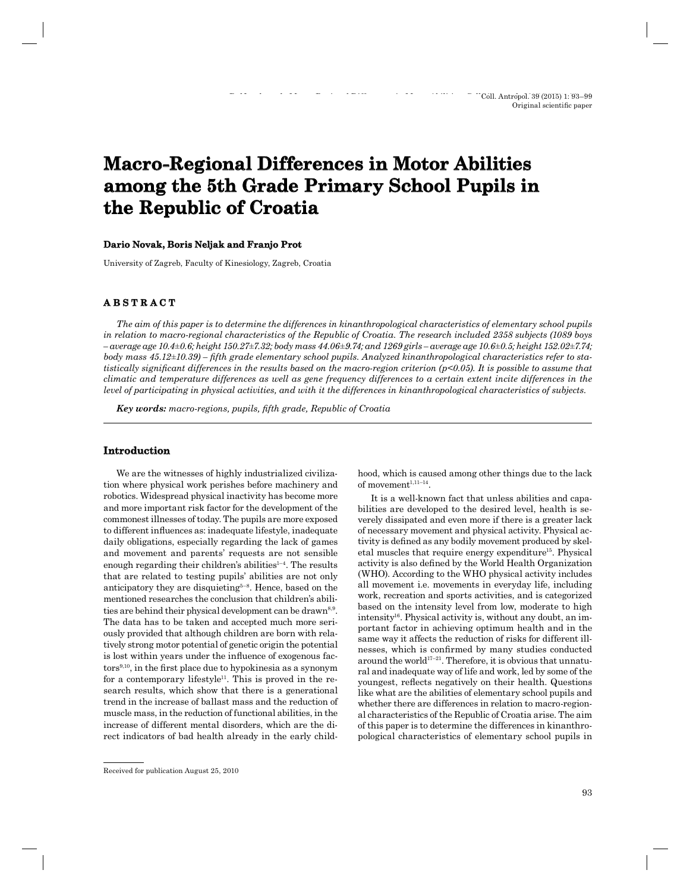Original scientific paper

# Macro-Regional Differences in Motor Abilities among the 5th Grade Primary School Pupils in the Republic of Croatia

**Dario Novak, Boris Neljak and Franjo Prot**

University of Zagreb, Faculty of Kinesiology, Zagreb, Croatia

## ABSTRACT

*The aim of this paper is to determine the differences in kinanthropological characteristics of elementary school pupils in relation to macro-regional characteristics of the Republic of Croatia. The research included 2358 subjects (1089 boys – average age 10.4±0.6; height 150.27±7.32; body mass 44.06±9.74; and 1269 girls – average age 10.6±0.5; height 152.02±7.74; body mass 45.12±10.39) – fifth grade elementary school pupils. Analyzed kinanthropological characteristics refer to statistically significant differences in the results based on the macro-region criterion ($p<0.05$). It is possible to assume that climatic and temperature differences as well as gene frequency differences to a certain extent incite differences in the level of participating in physical activities, and with it the differences in kinanthropological characteristics of subjects.*

***Key words:*** *macro-regions, pupils, fifth grade, Republic of Croatia*

## Introduction

We are the witnesses of highly industrialized civilization where physical work perishes before machinery and robotics. Widespread physical inactivity has become more and more important risk factor for the development of the commonest illnesses of today. The pupils are more exposed to different influences as: inadequate lifestyle, inadequate daily obligations, especially regarding the lack of games and movement and parents' requests are not sensible enough regarding their children's abilities[1–4]. The results that are related to testing pupils' abilities are not only anticipatory they are disquieting[5–8]. Hence, based on the mentioned researches the conclusion that children's abilities are behind their physical development can be drawn[8,9]. The data has to be taken and accepted much more seriously provided that although children are born with relatively strong motor potential of genetic origin the potential is lost within years under the influence of exogenous factors[9,10], in the first place due to hypokinesia as a synonym for a contemporary lifestyle[11]. This is proved in the research results, which show that there is a generational trend in the increase of ballast mass and the reduction of muscle mass, in the reduction of functional abilities, in the increase of different mental disorders, which are the direct indicators of bad health already in the early childhood, which is caused among other things due to the lack of movement[1,11–14].

It is a well-known fact that unless abilities and capabilities are developed to the desired level, health is severely dissipated and even more if there is a greater lack of necessary movement and physical activity. Physical activity is defined as any bodily movement produced by skeletal muscles that require energy expenditure[15]. Physical activity is also defined by the World Health Organization (WHO). According to the WHO physical activity includes all movement i.e. movements in everyday life, including work, recreation and sports activities, and is categorized based on the intensity level from low, moderate to high intensity[16]. Physical activity is, without any doubt, an important factor in achieving optimum health and in the same way it affects the reduction of risks for different illnesses, which is confirmed by many studies conducted around the world[17–21]. Therefore, it is obvious that unnatural and inadequate way of life and work, led by some of the youngest, reflects negatively on their health. Questions like what are the abilities of elementary school pupils and whether there are differences in relation to macro-regional characteristics of the Republic of Croatia arise. The aim of this paper is to determine the differences in kinanthropological characteristics of elementary school pupils in

Received for publication August 25, 2010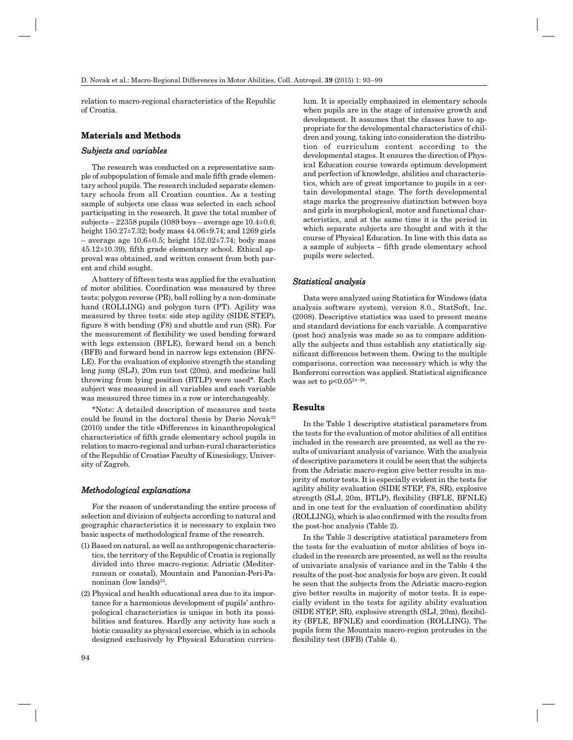relation to macro-regional characteristics of the Republic of Croatia.

## Materials and Methods

### *Subjects and variables*

The research was conducted on a representative sample of subpopulation of female and male fifth grade elementary school pupils. The research included separate elementary schools from all Croatian counties. As a testing sample of subjects one class was selected in each school participating in the research. It gave the total number of subjects – 22358 pupils (1089 boys – average age 10.4±0.6; height 150.27±7.32; body mass 44.06±9.74; and 1269 girls – average age 10.6±0.5; height 152.02±7.74; body mass 45.12±10.39), fifth grade elementary school. Ethical approval was obtained, and written consent from both parent and child sought.

A battery of fifteen tests was applied for the evaluation of motor abilities. Coordination was measured by three tests: polygon reverse (PR), ball rolling by a non-dominate hand (ROLLING) and polygon turn (PT). Agility was measured by three tests: side step agility (SIDE STEP), figure 8 with bending (F8) and shuttle and run (SR). For the measurement of flexibility we used bending forward with legs extension (BFLE), forward bend on a bench (BFB) and forward bend in narrow legs extension (BFNLE). For the evaluation of explosive strength the standing long jump (SLJ), 20m run test (20m), and medicine ball throwing from lying position (BTLP) were used*. Each subject was measured in all variables and each variable was measured three times in a row or interchangeably.

*Note: A detailed description of measures and tests could be found in the doctoral thesis by Dario Novak[22] (2010) under the title »Differences in kinanthropological characteristics of fifth grade elementary school pupils in relation to macro-regional and urban-rural characteristics of the Republic of Croatia« Faculty of Kinesiology, University of Zagreb.

### *Methodological explanations*

For the reason of understanding the entire process of selection and division of subjects according to natural and geographic characteristics it is necessary to explain two basic aspects of methodological frame of the research.

(1) Based on natural, as well as anthropogenic characteristics, the territory of the Republic of Croatia is regionally divided into three macro-regions: Adriatic (Mediterranean or coastal), Mountain and Panonian-Peri-Panoninan (low lands)[23].

(2) Physical and health educational area due to its importance for a harmonious development of pupils' anthropological characteristics is unique in both its possibilities and features. Hardly any activity has such a biotic causality as physical exercise, which is in schools designed exclusively by Physical Education curriculum. It is specially emphasized in elementary schools when pupils are in the stage of intensive growth and development. It assumes that the classes have to appropriate for the developmental characteristics of children and young, taking into consideration the distribution of curriculum content according to the developmental stages. It ensures the direction of Physical Education course towards optimum development and perfection of knowledge, abilities and characteristics, which are of great importance to pupils in a certain developmental stage. The forth developmental stage marks the progressive distinction between boys and girls in morphological, motor and functional characteristics, and at the same time it is the period in which separate subjects are thought and with it the course of Physical Education. In line with this data as a sample of subjects – fifth grade elementary school pupils were selected.

### *Statistical analysis*

Data were analyzed using Statistica for Windows (data analysis software system), version 8.0., StatSoft, Inc. (2008). Descriptive statistics was used to present means and standard deviations for each variable. A comparative (post hoc) analysis was made so as to compare additionally the subjects and thus establish any statistically significant differences between them. Owing to the multiple comparisons, correction was necessary which is why the Bonferroni correction was applied. Statistical significance was set to $p<0.05$[24–26].

## Results

In the Table 1 descriptive statistical parameters from the tests for the evaluation of motor abilities of all entities included in the research are presented, as well as the results of univariant analysis of variance. With the analysis of descriptive parameters it could be seen that the subjects from the Adriatic macro-region give better results in majority of motor tests. It is especially evident in the tests for agility ability evaluation (SIDE STEP, F8, SR), explosive strength (SLJ, 20m, BTLP), flexibility (BFLE, BFNLE) and in one test for the evaluation of coordination ability (ROLLING), which is also confirmed with the results from the post-hoc analysis (Table 2).

In the Table 3 descriptive statistical parameters from the tests for the evaluation of motor abilities of boys included in the research are presented, as well as the results of univariate analysis of variance and in the Table 4 the results of the post-hoc analysis for boys are given. It could be seen that the subjects from the Adriatic macro-region give better results in majority of motor tests. It is especially evident in the tests for agility ability evaluation (SIDE STEP, SR), explosive strength (SLJ, 20m), flexibility (BFLE, BFNLE) and coordination (ROLLING). The pupils form the Mountain macro-region protrudes in the flexibility test (BFB) (Table 4).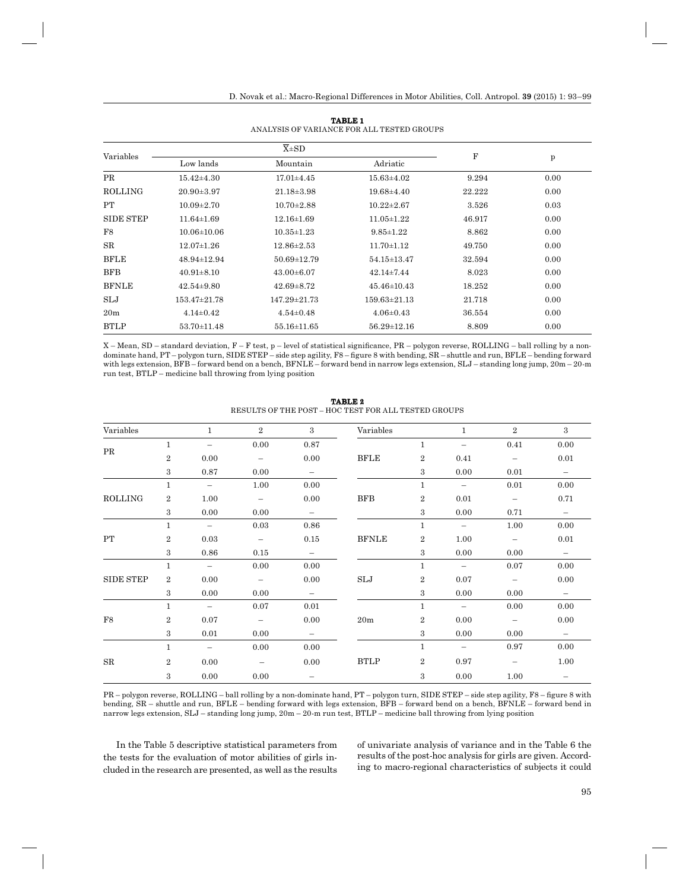**TABLE 1**
ANALYSIS OF VARIANCE FOR ALL TESTED GROUPS

| Variables | $\overline{X}$±SD | | | F | p |
|---|---|---|---|---|---|
| | Low lands | Mountain | Adriatic | | |
| PR | 15.42±4.30 | 17.01±4.45 | 15.63±4.02 | 9.294 | 0.00 |
| ROLLING | 20.90±3.97 | 21.18±3.98 | 19.68±4.40 | 22.222 | 0.00 |
| PT | 10.09±2.70 | 10.70±2.88 | 10.22±2.67 | 3.526 | 0.03 |
| SIDE STEP | 11.64±1.69 | 12.16±1.69 | 11.05±1.22 | 46.917 | 0.00 |
| F8 | 10.06±10.06 | 10.35±1.23 | 9.85±1.22 | 8.862 | 0.00 |
| SR | 12.07±1.26 | 12.86±2.53 | 11.70±1.12 | 49.750 | 0.00 |
| BFLE | 48.94±12.94 | 50.69±12.79 | 54.15±13.47 | 32.594 | 0.00 |
| BFB | 40.91±8.10 | 43.00±6.07 | 42.14±7.44 | 8.023 | 0.00 |
| BFNLE | 42.54±9.80 | 42.69±8.72 | 45.46±10.43 | 18.252 | 0.00 |
| SLJ | 153.47±21.78 | 147.29±21.73 | 159.63±21.13 | 21.718 | 0.00 |
| 20m | 4.14±0.42 | 4.54±0.48 | 4.06±0.43 | 36.554 | 0.00 |
| BTLP | 53.70±11.48 | 55.16±11.65 | 56.29±12.16 | 8.809 | 0.00 |

X – Mean, SD – standard deviation, F – F test, p – level of statistical significance, PR – polygon reverse, ROLLING – ball rolling by a non-dominate hand, PT – polygon turn, SIDE STEP – side step agility, F8 – figure 8 with bending, SR – shuttle and run, BFLE – bending forward with legs extension, BFB – forward bend on a bench, BFNLE – forward bend in narrow legs extension, SLJ – standing long jump, 20m – 20-m run test, BTLP – medicine ball throwing from lying position

**TABLE 2**
RESULTS OF THE POST – HOC TEST FOR ALL TESTED GROUPS

| Variables | | 1 | 2 | 3 | Variables | | 1 | 2 | 3 |
|---|---|---|---|---|---|---|---|---|---|
| PR | 1 | – | 0.00 | 0.87 | BFLE | 1 | – | 0.41 | 0.00 |
| | 2 | 0.00 | – | 0.00 | | 2 | 0.41 | – | 0.01 |
| | 3 | 0.87 | 0.00 | – | | 3 | 0.00 | 0.01 | – |
| ROLLING | 1 | – | 1.00 | 0.00 | BFB | 1 | – | 0.01 | 0.00 |
| | 2 | 1.00 | – | 0.00 | | 2 | 0.01 | – | 0.71 |
| | 3 | 0.00 | 0.00 | – | | 3 | 0.00 | 0.71 | – |
| PT | 1 | – | 0.03 | 0.86 | BFNLE | 1 | – | 1.00 | 0.00 |
| | 2 | 0.03 | – | 0.15 | | 2 | 1.00 | – | 0.01 |
| | 3 | 0.86 | 0.15 | – | | 3 | 0.00 | 0.00 | – |
| SIDE STEP | 1 | – | 0.00 | 0.00 | SLJ | 1 | – | 0.07 | 0.00 |
| | 2 | 0.00 | – | 0.00 | | 2 | 0.07 | – | 0.00 |
| | 3 | 0.00 | 0.00 | – | | 3 | 0.00 | 0.00 | – |
| F8 | 1 | – | 0.07 | 0.01 | 20m | 1 | – | 0.00 | 0.00 |
| | 2 | 0.07 | – | 0.00 | | 2 | 0.00 | – | 0.00 |
| | 3 | 0.01 | 0.00 | – | | 3 | 0.00 | 0.00 | – |
| SR | 1 | – | 0.00 | 0.00 | BTLP | 1 | – | 0.97 | 0.00 |
| | 2 | 0.00 | – | 0.00 | | 2 | 0.97 | – | 1.00 |
| | 3 | 0.00 | 0.00 | – | | 3 | 0.00 | 1.00 | – |

PR – polygon reverse, ROLLING – ball rolling by a non-dominate hand, PT – polygon turn, SIDE STEP – side step agility, F8 – figure 8 with bending, SR – shuttle and run, BFLE – bending forward with legs extension, BFB – forward bend on a bench, BFNLE – forward bend in narrow legs extension, SLJ – standing long jump, 20m – 20-m run test, BTLP – medicine ball throwing from lying position

In the Table 5 descriptive statistical parameters from the tests for the evaluation of motor abilities of girls included in the research are presented, as well as the results of univariate analysis of variance and in the Table 6 the results of the post-hoc analysis for girls are given. According to macro-regional characteristics of subjects it could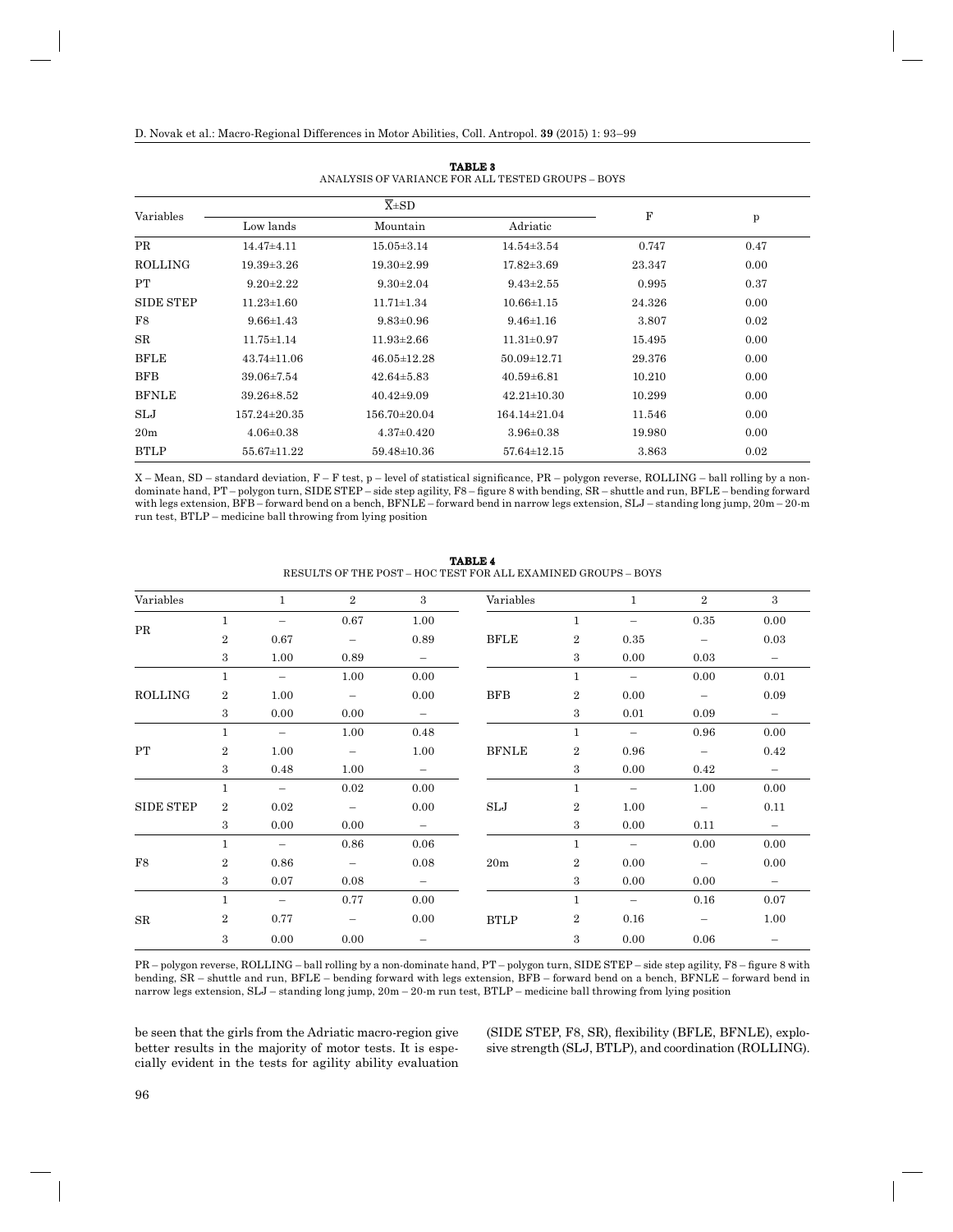**TABLE 3**
ANALYSIS OF VARIANCE FOR ALL TESTED GROUPS – BOYS

| Variables | $\overline{X}$±SD | | | F | p |
|---|---|---|---|---|---|
| | Low lands | Mountain | Adriatic | | |
| PR | 14.47±4.11 | 15.05±3.14 | 14.54±3.54 | 0.747 | 0.47 |
| ROLLING | 19.39±3.26 | 19.30±2.99 | 17.82±3.69 | 23.347 | 0.00 |
| PT | 9.20±2.22 | 9.30±2.04 | 9.43±2.55 | 0.995 | 0.37 |
| SIDE STEP | 11.23±1.60 | 11.71±1.34 | 10.66±1.15 | 24.326 | 0.00 |
| F8 | 9.66±1.43 | 9.83±0.96 | 9.46±1.16 | 3.807 | 0.02 |
| SR | 11.75±1.14 | 11.93±2.66 | 11.31±0.97 | 15.495 | 0.00 |
| BFLE | 43.74±11.06 | 46.05±12.28 | 50.09±12.71 | 29.376 | 0.00 |
| BFB | 39.06±7.54 | 42.64±5.83 | 40.59±6.81 | 10.210 | 0.00 |
| BFNLE | 39.26±8.52 | 40.42±9.09 | 42.21±10.30 | 10.299 | 0.00 |
| SLJ | 157.24±20.35 | 156.70±20.04 | 164.14±21.04 | 11.546 | 0.00 |
| 20m | 4.06±0.38 | 4.37±0.420 | 3.96±0.38 | 19.980 | 0.00 |
| BTLP | 55.67±11.22 | 59.48±10.36 | 57.64±12.15 | 3.863 | 0.02 |

X – Mean, SD – standard deviation, F – F test, p – level of statistical significance, PR – polygon reverse, ROLLING – ball rolling by a non-dominate hand, PT – polygon turn, SIDE STEP – side step agility, F8 – figure 8 with bending, SR – shuttle and run, BFLE – bending forward with legs extension, BFB – forward bend on a bench, BFNLE – forward bend in narrow legs extension, SLJ – standing long jump, 20m – 20-m run test, BTLP – medicine ball throwing from lying position

**TABLE 4**
RESULTS OF THE POST – HOC TEST FOR ALL EXAMINED GROUPS – BOYS

| Variables | | 1 | 2 | 3 | Variables | | 1 | 2 | 3 |
|---|---|---|---|---|---|---|---|---|---|
| PR | 1 | – | 0.67 | 1.00 | BFLE | 1 | – | 0.35 | 0.00 |
| | 2 | 0.67 | – | 0.89 | | 2 | 0.35 | – | 0.03 |
| | 3 | 1.00 | 0.89 | – | | 3 | 0.00 | 0.03 | – |
| ROLLING | 1 | – | 1.00 | 0.00 | BFB | 1 | – | 0.00 | 0.01 |
| | 2 | 1.00 | – | 0.00 | | 2 | 0.00 | – | 0.09 |
| | 3 | 0.00 | 0.00 | – | | 3 | 0.01 | 0.09 | – |
| PT | 1 | – | 1.00 | 0.48 | BFNLE | 1 | – | 0.96 | 0.00 |
| | 2 | 1.00 | – | 1.00 | | 2 | 0.96 | – | 0.42 |
| | 3 | 0.48 | 1.00 | – | | 3 | 0.00 | 0.42 | – |
| SIDE STEP | 1 | – | 0.02 | 0.00 | SLJ | 1 | – | 1.00 | 0.00 |
| | 2 | 0.02 | – | 0.00 | | 2 | 1.00 | – | 0.11 |
| | 3 | 0.00 | 0.00 | – | | 3 | 0.00 | 0.11 | – |
| F8 | 1 | – | 0.86 | 0.06 | 20m | 1 | – | 0.00 | 0.00 |
| | 2 | 0.86 | – | 0.08 | | 2 | 0.00 | – | 0.00 |
| | 3 | 0.07 | 0.08 | – | | 3 | 0.00 | 0.00 | – |
| SR | 1 | – | 0.77 | 0.00 | BTLP | 1 | – | 0.16 | 0.07 |
| | 2 | 0.77 | – | 0.00 | | 2 | 0.16 | – | 1.00 |
| | 3 | 0.00 | 0.00 | – | | 3 | 0.00 | 0.06 | – |

PR – polygon reverse, ROLLING – ball rolling by a non-dominate hand, PT – polygon turn, SIDE STEP – side step agility, F8 – figure 8 with bending, SR – shuttle and run, BFLE – bending forward with legs extension, BFB – forward bend on a bench, BFNLE – forward bend in narrow legs extension, SLJ – standing long jump, 20m – 20-m run test, BTLP – medicine ball throwing from lying position

be seen that the girls from the Adriatic macro-region give better results in the majority of motor tests. It is especially evident in the tests for agility ability evaluation (SIDE STEP, F8, SR), flexibility (BFLE, BFNLE), explosive strength (SLJ, BTLP), and coordination (ROLLING).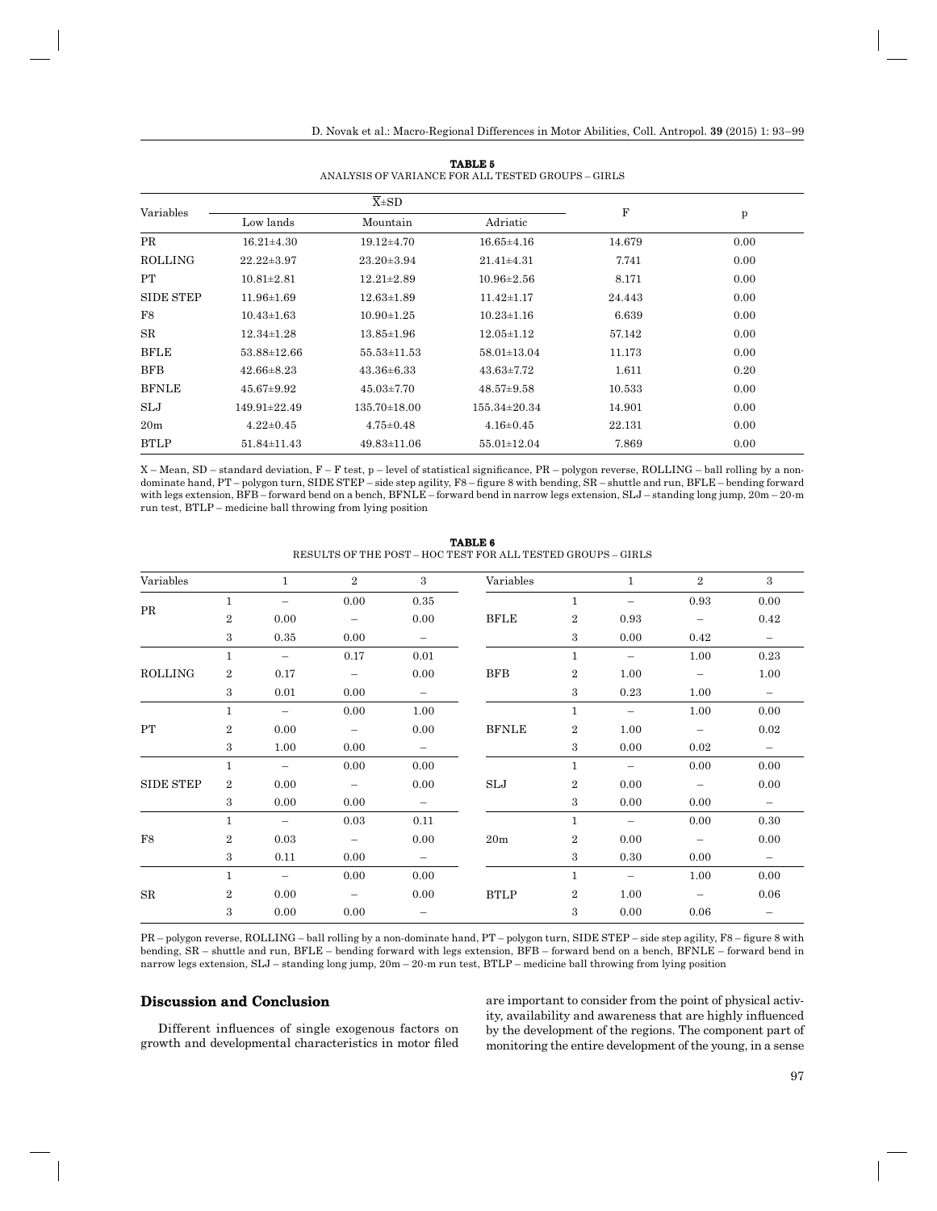**TABLE 5**
ANALYSIS OF VARIANCE FOR ALL TESTED GROUPS – GIRLS

| Variables | $\overline{X}$±SD | | | F | p |
|---|---|---|---|---|---|
| | Low lands | Mountain | Adriatic | | |
| PR | 16.21±4.30 | 19.12±4.70 | 16.65±4.16 | 14.679 | 0.00 |
| ROLLING | 22.22±3.97 | 23.20±3.94 | 21.41±4.31 | 7.741 | 0.00 |
| PT | 10.81±2.81 | 12.21±2.89 | 10.96±2.56 | 8.171 | 0.00 |
| SIDE STEP | 11.96±1.69 | 12.63±1.89 | 11.42±1.17 | 24.443 | 0.00 |
| F8 | 10.43±1.63 | 10.90±1.25 | 10.23±1.16 | 6.639 | 0.00 |
| SR | 12.34±1.28 | 13.85±1.96 | 12.05±1.12 | 57.142 | 0.00 |
| BFLE | 53.88±12.66 | 55.53±11.53 | 58.01±13.04 | 11.173 | 0.00 |
| BFB | 42.66±8.23 | 43.36±6.33 | 43.63±7.72 | 1.611 | 0.20 |
| BFNLE | 45.67±9.92 | 45.03±7.70 | 48.57±9.58 | 10.533 | 0.00 |
| SLJ | 149.91±22.49 | 135.70±18.00 | 155.34±20.34 | 14.901 | 0.00 |
| 20m | 4.22±0.45 | 4.75±0.48 | 4.16±0.45 | 22.131 | 0.00 |
| BTLP | 51.84±11.43 | 49.83±11.06 | 55.01±12.04 | 7.869 | 0.00 |

X – Mean, SD – standard deviation, F – F test, p – level of statistical significance, PR – polygon reverse, ROLLING – ball rolling by a non-dominate hand, PT – polygon turn, SIDE STEP – side step agility, F8 – figure 8 with bending, SR – shuttle and run, BFLE – bending forward with legs extension, BFB – forward bend on a bench, BFNLE – forward bend in narrow legs extension, SLJ – standing long jump, 20m – 20-m run test, BTLP – medicine ball throwing from lying position

**TABLE 6**
RESULTS OF THE POST – HOC TEST FOR ALL TESTED GROUPS – GIRLS

| Variables | | 1 | 2 | 3 | Variables | | 1 | 2 | 3 |
|---|---|---|---|---|---|---|---|---|---|
| PR | 1 | – | 0.00 | 0.35 | BFLE | 1 | – | 0.93 | 0.00 |
| | 2 | 0.00 | – | 0.00 | | 2 | 0.93 | – | 0.42 |
| | 3 | 0.35 | 0.00 | – | | 3 | 0.00 | 0.42 | – |
| ROLLING | 1 | – | 0.17 | 0.01 | BFB | 1 | – | 1.00 | 0.23 |
| | 2 | 0.17 | – | 0.00 | | 2 | 1.00 | – | 1.00 |
| | 3 | 0.01 | 0.00 | – | | 3 | 0.23 | 1.00 | – |
| PT | 1 | – | 0.00 | 1.00 | BFNLE | 1 | – | 1.00 | 0.00 |
| | 2 | 0.00 | – | 0.00 | | 2 | 1.00 | – | 0.02 |
| | 3 | 1.00 | 0.00 | – | | 3 | 0.00 | 0.02 | – |
| SIDE STEP | 1 | – | 0.00 | 0.00 | SLJ | 1 | – | 0.00 | 0.00 |
| | 2 | 0.00 | – | 0.00 | | 2 | 0.00 | – | 0.00 |
| | 3 | 0.00 | 0.00 | – | | 3 | 0.00 | 0.00 | – |
| F8 | 1 | – | 0.03 | 0.11 | 20m | 1 | – | 0.00 | 0.30 |
| | 2 | 0.03 | – | 0.00 | | 2 | 0.00 | – | 0.00 |
| | 3 | 0.11 | 0.00 | – | | 3 | 0.30 | 0.00 | – |
| SR | 1 | – | 0.00 | 0.00 | BTLP | 1 | – | 1.00 | 0.00 |
| | 2 | 0.00 | – | 0.00 | | 2 | 1.00 | – | 0.06 |
| | 3 | 0.00 | 0.00 | – | | 3 | 0.00 | 0.06 | – |

PR – polygon reverse, ROLLING – ball rolling by a non-dominate hand, PT – polygon turn, SIDE STEP – side step agility, F8 – figure 8 with bending, SR – shuttle and run, BFLE – bending forward with legs extension, BFB – forward bend on a bench, BFNLE – forward bend in narrow legs extension, SLJ – standing long jump, 20m – 20-m run test, BTLP – medicine ball throwing from lying position

## Discussion and Conclusion

Different influences of single exogenous factors on growth and developmental characteristics in motor filed are important to consider from the point of physical activity, availability and awareness that are highly influenced by the development of the regions. The component part of monitoring the entire development of the young, in a sense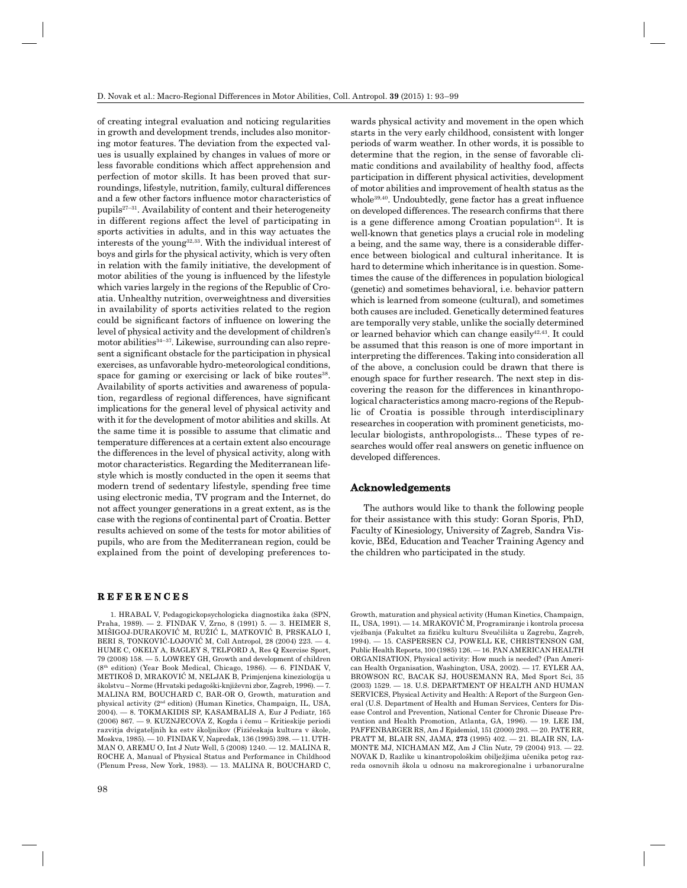of creating integral evaluation and noticing regularities in growth and development trends, includes also monitoring motor features. The deviation from the expected values is usually explained by changes in values of more or less favorable conditions which affect apprehension and perfection of motor skills. It has been proved that surroundings, lifestyle, nutrition, family, cultural differences and a few other factors influence motor characteristics of pupils[27–31]. Availability of content and their heterogeneity in different regions affect the level of participating in sports activities in adults, and in this way actuates the interests of the young[32,33]. With the individual interest of boys and girls for the physical activity, which is very often in relation with the family initiative, the development of motor abilities of the young is influenced by the lifestyle which varies largely in the regions of the Republic of Croatia. Unhealthy nutrition, overweightness and diversities in availability of sports activities related to the region could be significant factors of influence on lowering the level of physical activity and the development of children's motor abilities[34–37]. Likewise, surrounding can also represent a significant obstacle for the participation in physical exercises, as unfavorable hydro-meteorological conditions, space for gaming or exercising or lack of bike routes[38]. Availability of sports activities and awareness of population, regardless of regional differences, have significant implications for the general level of physical activity and with it for the development of motor abilities and skills. At the same time it is possible to assume that climatic and temperature differences at a certain extent also encourage the differences in the level of physical activity, along with motor characteristics. Regarding the Mediterranean lifestyle which is mostly conducted in the open it seems that modern trend of sedentary lifestyle, spending free time using electronic media, TV program and the Internet, do not affect younger generations in a great extent, as is the case with the regions of continental part of Croatia. Better results achieved on some of the tests for motor abilities of pupils, who are from the Mediterranean region, could be explained from the point of developing preferences towards physical activity and movement in the open which starts in the very early childhood, consistent with longer periods of warm weather. In other words, it is possible to determine that the region, in the sense of favorable climatic conditions and availability of healthy food, affects participation in different physical activities, development of motor abilities and improvement of health status as the whole[39,40]. Undoubtedly, gene factor has a great influence on developed differences. The research confirms that there is a gene difference among Croatian population[41]. It is well-known that genetics plays a crucial role in modeling a being, and the same way, there is a considerable difference between biological and cultural inheritance. It is hard to determine which inheritance is in question. Sometimes the cause of the differences in population biological (genetic) and sometimes behavioral, i.e. behavior pattern which is learned from someone (cultural), and sometimes both causes are included. Genetically determined features are temporally very stable, unlike the socially determined or learned behavior which can change easily[42,43]. It could be assumed that this reason is one of more important in interpreting the differences. Taking into consideration all of the above, a conclusion could be drawn that there is enough space for further research. The next step in discovering the reason for the differences in kinanthropological characteristics among macro-regions of the Republic of Croatia is possible through interdisciplinary researches in cooperation with prominent geneticists, molecular biologists, anthropologists... These types of researches would offer real answers on genetic influence on developed differences.

## Acknowledgements

The authors would like to thank the following people for their assistance with this study: Goran Sporis, PhD, Faculty of Kinesiology, University of Zagreb, Sandra Viskovic, BEd, Education and Teacher Training Agency and the children who participated in the study.

## REFERENCES

1. HRABAL V, Pedagogickopsychologicka diagnostika žaka (SPN, Praha, 1989). — 2. FINDAK V, Zrno, 8 (1991) 5. — 3. HEIMER S, MIŠIGOJ-DURAKOVIĆ M, RUŽIĆ L, MATKOVIĆ B, PRSKALO I, BERI S, TONKOVIĆ-LOJOVIĆ M, Coll Antropol, 28 (2004) 223. — 4. HUME C, OKELY A, BAGLEY S, TELFORD A, Res Q Exercise Sport, 79 (2008) 158. — 5. LOWREY GH, Growth and development of children (8th edition) (Year Book Medical, Chicago, 1986). — 6. FINDAK V, METIKOŠ D, MRAKOVIĆ M, NELJAK B, Primjenjena kineziologija u školstvu – Norme (Hrvatski pedagoški-književni zbor, Zagreb, 1996). — 7. MALINA RM, BOUCHARD C, BAR-OR O, Growth, maturation and physical activity (2nd edition) (Human Kinetics, Champaign, IL, USA, 2004). — 8. TOKMAKIDIS SP, KASAMBALIS A, Eur J Pediatr, 165 (2006) 867. — 9. KUZNJECOVA Z, Kogda i čemu – Kritieskije periodi razvitja dvigateljnih ka estv školjnikov (Fizičeskaja kultura v škole, Moskva, 1985). — 10. FINDAK V, Napredak, 136 (1995) 398. — 11. UTHMAN O, AREMU O, Int J Nutr Well, 5 (2008) 1240. — 12. MALINA R, ROCHE A, Manual of Physical Status and Performance in Childhood (Plenum Press, New York, 1983). — 13. MALINA R, BOUCHARD C, Growth, maturation and physical activity (Human Kinetics, Champaign, IL, USA, 1991). — 14. MRAKOVIĆ M, Programiranje i kontrola procesa vježbanja (Fakultet za fizičku kulturu Sveučilišta u Zagrebu, Zagreb, 1994). — 15. CASPERSEN CJ, POWELL KE, CHRISTENSON GM, Public Health Reports, 100 (1985) 126. — 16. PAN AMERICAN HEALTH ORGANISATION, Physical activity: How much is needed? (Pan American Health Organisation, Washington, USA, 2002). — 17. EYLER AA, BROWSON RC, BACAK SJ, HOUSEMANN RA, Med Sport Sci, 35 (2003) 1529. — 18. U.S. DEPARTMENT OF HEALTH AND HUMAN SERVICES, Physical Activity and Health: A Report of the Surgeon General (U.S. Department of Health and Human Services, Centers for Disease Control and Prevention, National Center for Chronic Disease Prevention and Health Promotion, Atlanta, GA, 1996). — 19. LEE IM, PAFFENBARGER RS, Am J Epidemiol, 151 (2000) 293. — 20. PATE RR, PRATT M, BLAIR SN, JAMA, **273** (1995) 402. — 21. BLAIR SN, LAMONTE MJ, NICHAMAN MZ, Am J Clin Nutr, 79 (2004) 913. — 22. NOVAK D, Razlike u kinantropološkim obilježjima učenika petog razreda osnovnih škola u odnosu na makroregionalne i urbanoruralne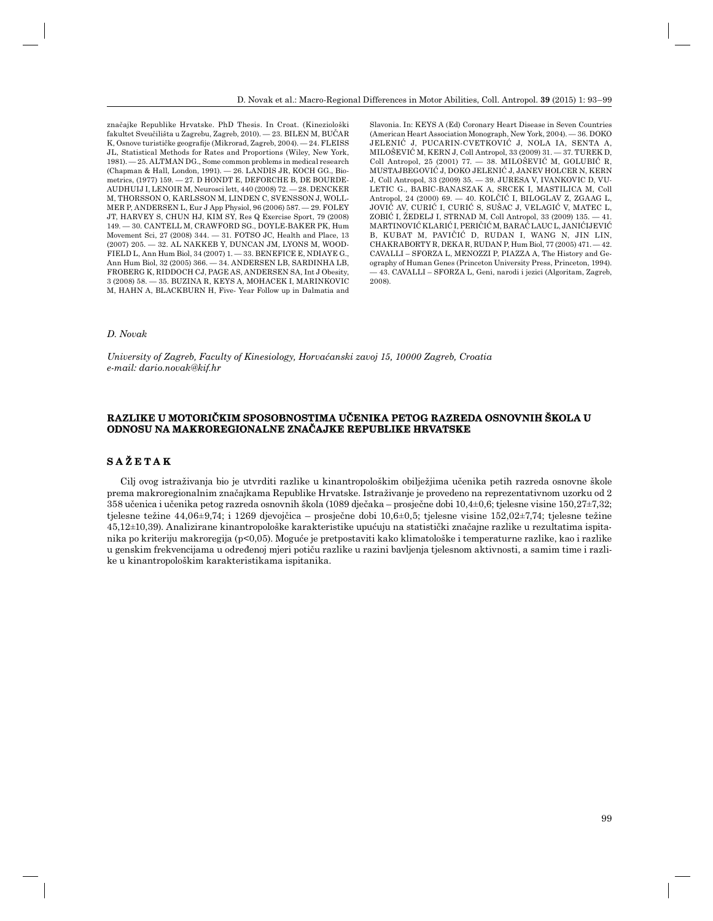značajke Republike Hrvatske. PhD Thesis. In Croat. (Kineziološki fakultet Sveučilišta u Zagrebu, Zagreb, 2010). — 23. BILEN M, BUČAR K, Osnove turističke geografije (Mikrorad, Zagreb, 2004). — 24. FLEISS JL, Statistical Methods for Rates and Proportions (Wiley, New York, 1981). — 25. ALTMAN DG., Some common problems in medical research (Chapman & Hall, London, 1991). — 26. LANDIS JR, KOCH GG., Biometrics, (1977) 159. — 27. D HONDT E, DEFORCHE B, DE BOURDEAUDHUIJ I, LENOIR M, Neurosci lett, 440 (2008) 72. — 28. DENCKER M, THORSSON O, KARLSSON M, LINDEN C, SVENSSON J, WOLLMER P, ANDERSEN L, Eur J App Physiol, 96 (2006) 587. — 29. FOLEY JT, HARVEY S, CHUN HJ, KIM SY, Res Q Exercise Sport, 79 (2008) 149. — 30. CANTELL M, CRAWFORD SG., DOYLE-BAKER PK, Hum Movement Sci, 27 (2008) 344. — 31. FOTSO JC, Health and Place, 13 (2007) 205. — 32. AL NAKKEB Y, DUNCAN JM, LYONS M, WOODFIELD L, Ann Hum Biol, 34 (2007) 1. — 33. BENEFICE E, NDIAYE G., Ann Hum Biol, 32 (2005) 366. — 34. ANDERSEN LB, SARDINHA LB, FROBERG K, RIDDOCH CJ, PAGE AS, ANDERSEN SA, Int J Obesity, 3 (2008) 58. — 35. BUZINA R, KEYS A, MOHACEK I, MARINKOVIC M, HAHN A, BLACKBURN H, Five- Year Follow up in Dalmatia and Slavonia. In: KEYS A (Ed) Coronary Heart Disease in Seven Countries (American Heart Association Monograph, New York, 2004). — 36. DOKO JELENIĆ J, PUCARIN-CVETKOVIĆ J, NOLA IA, SENTA A, MILOŠEVIĆ M, KERN J, Coll Antropol, 33 (2009) 31. — 37. TUREK D, Coll Antropol, 25 (2001) 77. — 38. MILOŠEVIĆ M, GOLUBIĆ R, MUSTAJBEGOVIĆ J, DOKO JELENIĆ J, JANEV HOLCER N, KERN J, Coll Antropol, 33 (2009) 35. — 39. JURESA V, IVANKOVIC D, VULETIC G., BABIC-BANASZAK A, SRCEK I, MASTILICA M, Coll Antropol, 24 (2000) 69. — 40. KOLČIĆ I, BILOGLAV Z, ZGAAG L, JOVIĆ AV, CURIĆ I, CURIĆ S, SUŠAC J, VELAGIĆ V, MATEC L, ZOBIĆ I, ŽEDELJ I, STRNAD M, Coll Antropol, 33 (2009) 135. — 41. MARTINOVIĆ KLARIĆ I, PERIČIĆ M, BARAĆ LAUC L, JANIĆIJEVIĆ B, KUBAT M, PAVIČIĆ D, RUDAN I, WANG N, JIN LIN, CHAKRABORTY R, DEKA R, RUDAN P, Hum Biol, 77 (2005) 471. — 42. CAVALLI – SFORZA L, MENOZZI P, PIAZZA A, The History and Geography of Human Genes (Princeton University Press, Princeton, 1994). — 43. CAVALLI – SFORZA L, Geni, narodi i jezici (Algoritam, Zagreb, 2008).

*D. Novak*

*University of Zagreb, Faculty of Kinesiology, Horvaćanski zavoj 15, 10000 Zagreb, Croatia*
*e-mail: dario.novak@kif.hr*

## RAZLIKE U MOTORIČKIM SPOSOBNOSTIMA UČENIKA PETOG RAZREDA OSNOVNIH ŠKOLA U ODNOSU NA MAKROREGIONALNE ZNAČAJKE REPUBLIKE HRVATSKE

## S A Ž E T A K

Cilj ovog istraživanja bio je utvrditi razlike u kinantropološkim obilježjima učenika petih razreda osnovne škole prema makroregionalnim značajkama Republike Hrvatske. Istraživanje je provedeno na reprezentativnom uzorku od 2 358 učenica i učenika petog razreda osnovnih škola (1089 dječaka – prosječne dobi 10,4±0,6; tjelesne visine 150,27±7,32; tjelesne težine 44,06±9,74; i 1269 djevojčica – prosječne dobi 10,6±0,5; tjelesne visine 152,02±7,74; tjelesne težine 45,12±10,39). Analizirane kinantropološke karakteristike upućuju na statistički značajne razlike u rezultatima ispitanika po kriteriju makroregija ($p<0,05$). Moguće je pretpostaviti kako klimatološke i temperaturne razlike, kao i razlike u genskim frekvencijama u određenoj mjeri potiču razlike u razini bavljenja tjelesnom aktivnosti, a samim time i razlike u kinantropološkim karakteristikama ispitanika.